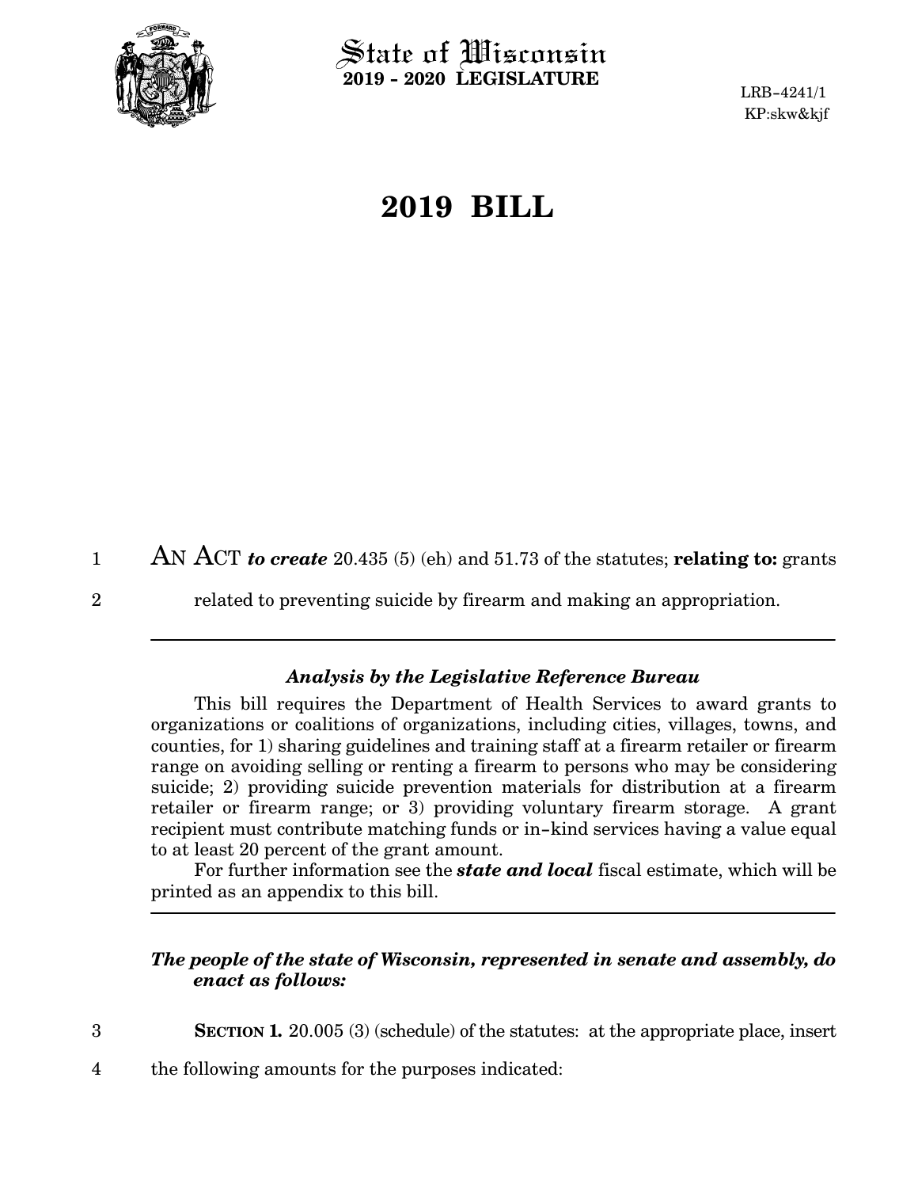State of Wisconsin
**2019 - 2020 LEGISLATURE**

LRB-4241/1
KP:skw&kjf

# 2019 BILL

AN ACT ***to create*** 20.435 (5) (eh) and 51.73 of the statutes; **relating to:** grants related to preventing suicide by firearm and making an appropriation.

---

### *Analysis by the Legislative Reference Bureau*

This bill requires the Department of Health Services to award grants to organizations or coalitions of organizations, including cities, villages, towns, and counties, for 1) sharing guidelines and training staff at a firearm retailer or firearm range on avoiding selling or renting a firearm to persons who may be considering suicide; 2) providing suicide prevention materials for distribution at a firearm retailer or firearm range; or 3) providing voluntary firearm storage. A grant recipient must contribute matching funds or in-kind services having a value equal to at least 20 percent of the grant amount.

For further information see the ***state and local*** fiscal estimate, which will be printed as an appendix to this bill.

---

***The people of the state of Wisconsin, represented in senate and assembly, do enact as follows:***

**SECTION 1.** 20.005 (3) (schedule) of the statutes: at the appropriate place, insert the following amounts for the purposes indicated: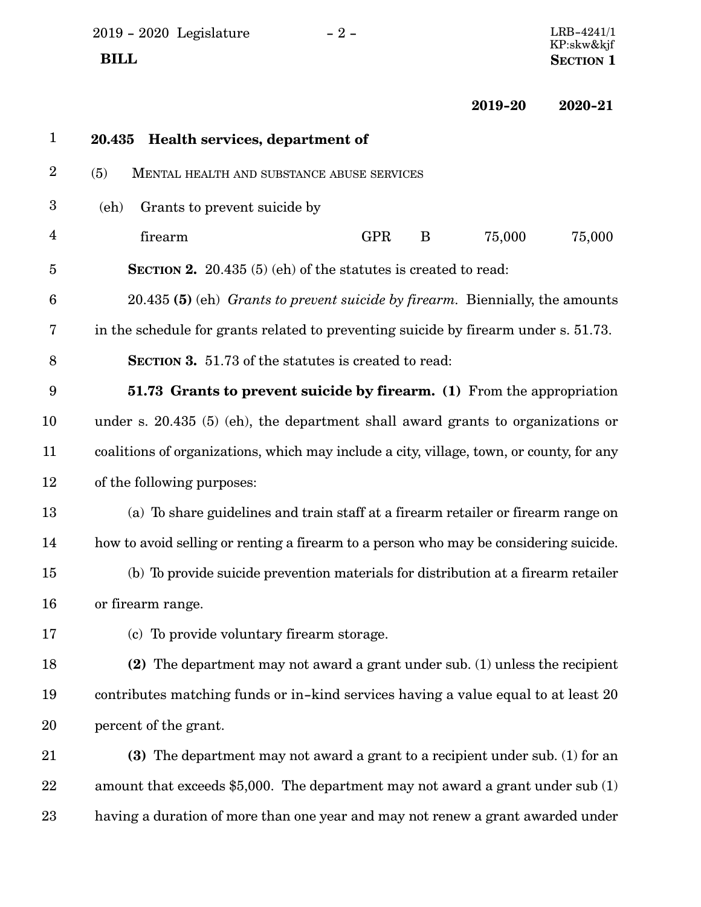| | | | 2019-20 | 2020-21 |
|---|---|---|---|---|
| **20.435 Health services, department of** | | | | |
| (5) MENTAL HEALTH AND SUBSTANCE ABUSE SERVICES | | | | |
| (eh) Grants to prevent suicide by firearm | GPR | B | 75,000 | 75,000 |

**SECTION 2.** 20.435 (5) (eh) of the statutes is created to read:

20.435 **(5)** (eh) *Grants to prevent suicide by firearm.* Biennially, the amounts in the schedule for grants related to preventing suicide by firearm under s. 51.73.

**SECTION 3.** 51.73 of the statutes is created to read:

**51.73 Grants to prevent suicide by firearm. (1)** From the appropriation under s. 20.435 (5) (eh), the department shall award grants to organizations or coalitions of organizations, which may include a city, village, town, or county, for any of the following purposes:

(a) To share guidelines and train staff at a firearm retailer or firearm range on how to avoid selling or renting a firearm to a person who may be considering suicide.

(b) To provide suicide prevention materials for distribution at a firearm retailer or firearm range.

(c) To provide voluntary firearm storage.

**(2)** The department may not award a grant under sub. (1) unless the recipient contributes matching funds or in-kind services having a value equal to at least 20 percent of the grant.

**(3)** The department may not award a grant to a recipient under sub. (1) for an amount that exceeds $5,000. The department may not award a grant under sub (1) having a duration of more than one year and may not renew a grant awarded under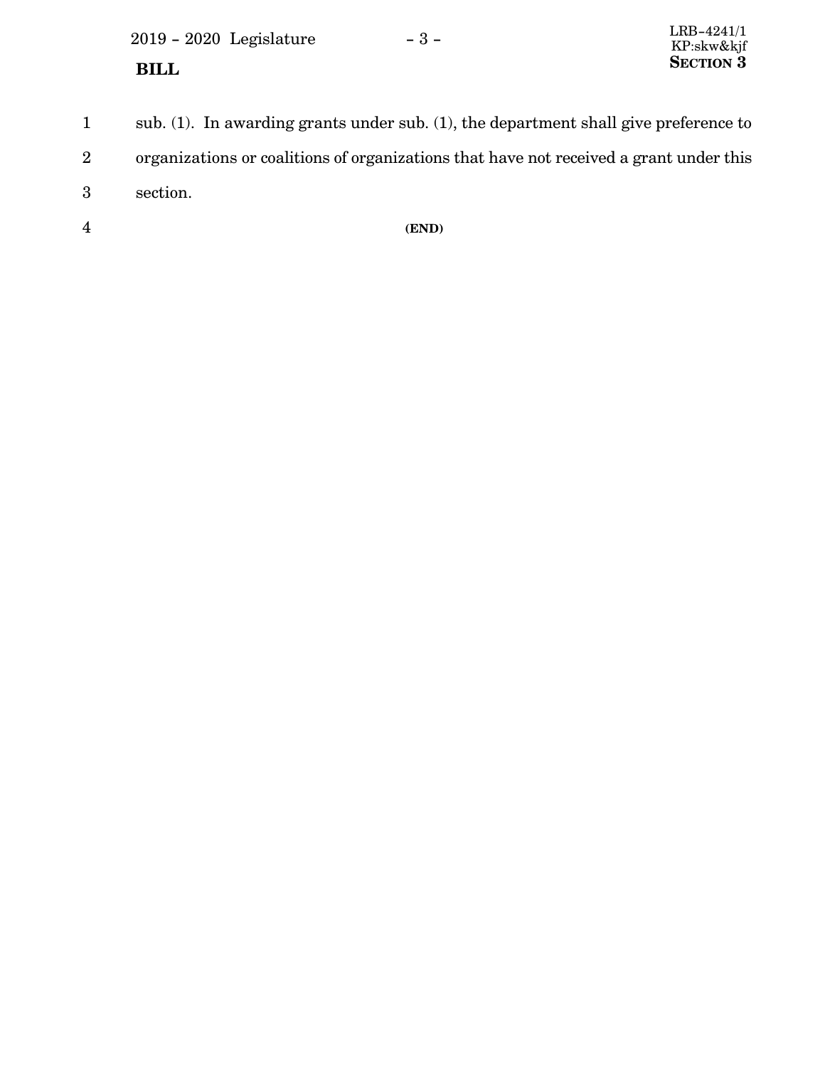sub. (1). In awarding grants under sub. (1), the department shall give preference to organizations or coalitions of organizations that have not received a grant under this section.

**(END)**